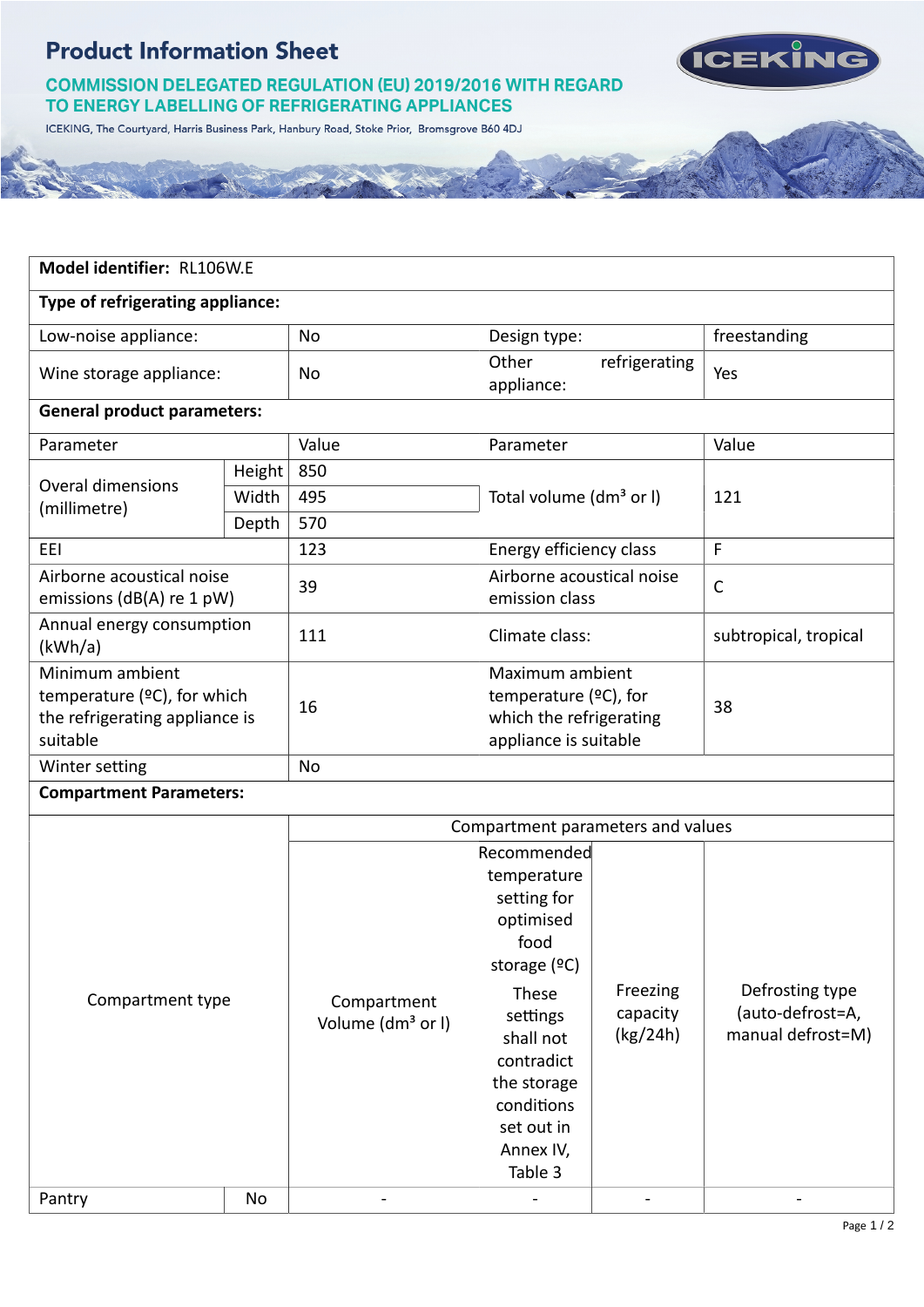# Product Information Sheet

**COMMISSION DELEGATED REGULATION (EU) 2019/2016 WITH REGARD TO ENERGY LABELLING OF REFRIGERATING APPLIANCES**

ICEKING, The Courtyard, Harris Business Park, Hanbury Road, Stoke Prior, Bromsgrove B60 4DJ

| | | | | |
|---|---|---|---|---|
| **Model identifier:** RL106W.E | | | | |
| **Type of refrigerating appliance:** | | | | |
| Low-noise appliance: | | No | Design type: | freestanding |
| Wine storage appliance: | | No | Other refrigerating appliance: | Yes |
| **General product parameters:** | | | | |
| Parameter | | Value | Parameter | Value |
| Overal dimensions (millimetre) | Height | 850 | Total volume (dm³ or l) | 121 |
| | Width | 495 | | |
| | Depth | 570 | | |
| EEI | | 123 | Energy efficiency class | F |
| Airborne acoustical noise emissions (dB(A) re 1 pW) | | 39 | Airborne acoustical noise emission class | C |
| Annual energy consumption (kWh/a) | | 111 | Climate class: | subtropical, tropical |
| Minimum ambient temperature (ºC), for which the refrigerating appliance is suitable | | 16 | Maximum ambient temperature (ºC), for which the refrigerating appliance is suitable | 38 |
| Winter setting | | No | | |

**Compartment Parameters:**

| Compartment type | | Compartment parameters and values | | | |
|---|---|---|---|---|---|
| | | Compartment Volume (dm³ or l) | Recommended temperature setting for optimised food storage (ºC) These settings shall not contradict the storage conditions set out in Annex IV, Table 3 | Freezing capacity (kg/24h) | Defrosting type (auto-defrost=A, manual defrost=M) |
| Pantry | No | - | - | - | - |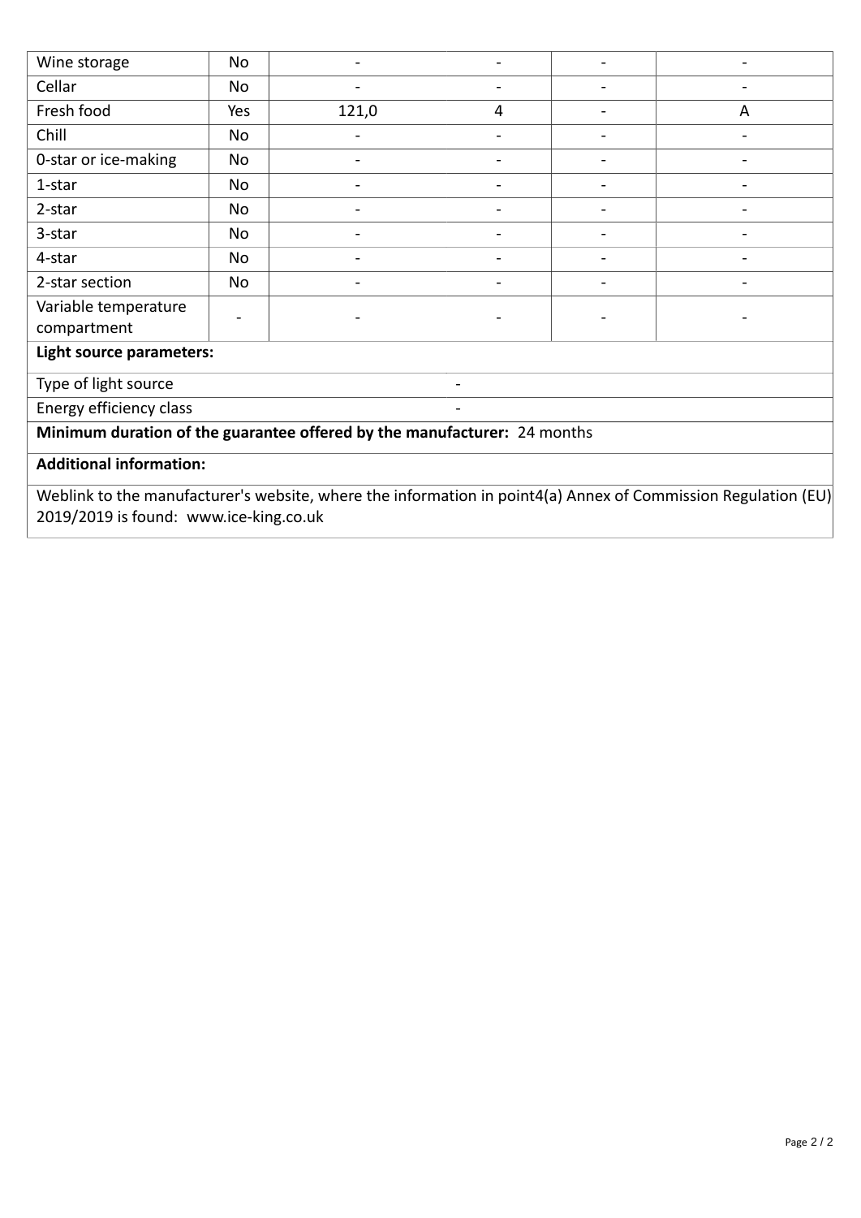| | | | | | |
|---|---|---|---|---|---|
| Wine storage | No | - | - | - | - |
| Cellar | No | - | - | - | - |
| Fresh food | Yes | 121,0 | 4 | - | A |
| Chill | No | - | - | - | - |
| 0-star or ice-making | No | - | - | - | - |
| 1-star | No | - | - | - | - |
| 2-star | No | - | - | - | - |
| 3-star | No | - | - | - | - |
| 4-star | No | - | - | - | - |
| 2-star section | No | - | - | - | - |
| Variable temperature compartment | - | - | - | - | - |

**Light source parameters:**

| | |
|---|---|
| Type of light source | - |
| Energy efficiency class | - |

**Minimum duration of the guarantee offered by the manufacturer:** 24 months

**Additional information:**

Weblink to the manufacturer's website, where the information in point4(a) Annex of Commission Regulation (EU) 2019/2019 is found: www.ice-king.co.uk